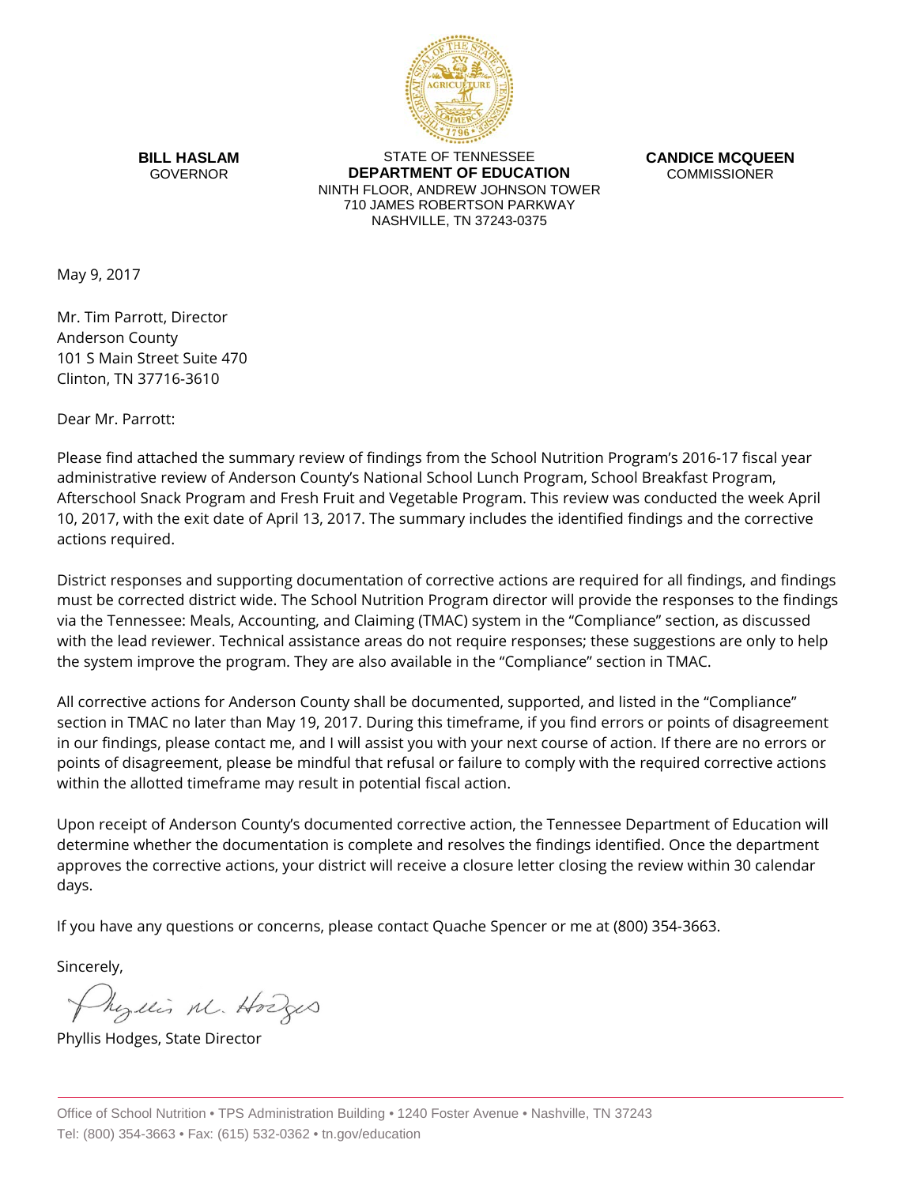**BILL HASLAM**
GOVERNOR

STATE OF TENNESSEE
**DEPARTMENT OF EDUCATION**
NINTH FLOOR, ANDREW JOHNSON TOWER
710 JAMES ROBERTSON PARKWAY
NASHVILLE, TN 37243-0375

**CANDICE MCQUEEN**
COMMISSIONER

May 9, 2017

Mr. Tim Parrott, Director
Anderson County
101 S Main Street Suite 470
Clinton, TN 37716-3610

Dear Mr. Parrott:

Please find attached the summary review of findings from the School Nutrition Program's 2016-17 fiscal year administrative review of Anderson County's National School Lunch Program, School Breakfast Program, Afterschool Snack Program and Fresh Fruit and Vegetable Program. This review was conducted the week April 10, 2017, with the exit date of April 13, 2017. The summary includes the identified findings and the corrective actions required.

District responses and supporting documentation of corrective actions are required for all findings, and findings must be corrected district wide. The School Nutrition Program director will provide the responses to the findings via the Tennessee: Meals, Accounting, and Claiming (TMAC) system in the "Compliance" section, as discussed with the lead reviewer. Technical assistance areas do not require responses; these suggestions are only to help the system improve the program. They are also available in the "Compliance" section in TMAC.

All corrective actions for Anderson County shall be documented, supported, and listed in the "Compliance" section in TMAC no later than May 19, 2017. During this timeframe, if you find errors or points of disagreement in our findings, please contact me, and I will assist you with your next course of action. If there are no errors or points of disagreement, please be mindful that refusal or failure to comply with the required corrective actions within the allotted timeframe may result in potential fiscal action.

Upon receipt of Anderson County's documented corrective action, the Tennessee Department of Education will determine whether the documentation is complete and resolves the findings identified. Once the department approves the corrective actions, your district will receive a closure letter closing the review within 30 calendar days.

If you have any questions or concerns, please contact Quache Spencer or me at (800) 354-3663.

Sincerely,

Phyllis M. Hodges

Phyllis Hodges, State Director

Office of School Nutrition • TPS Administration Building • 1240 Foster Avenue • Nashville, TN 37243
Tel: (800) 354-3663 • Fax: (615) 532-0362 • tn.gov/education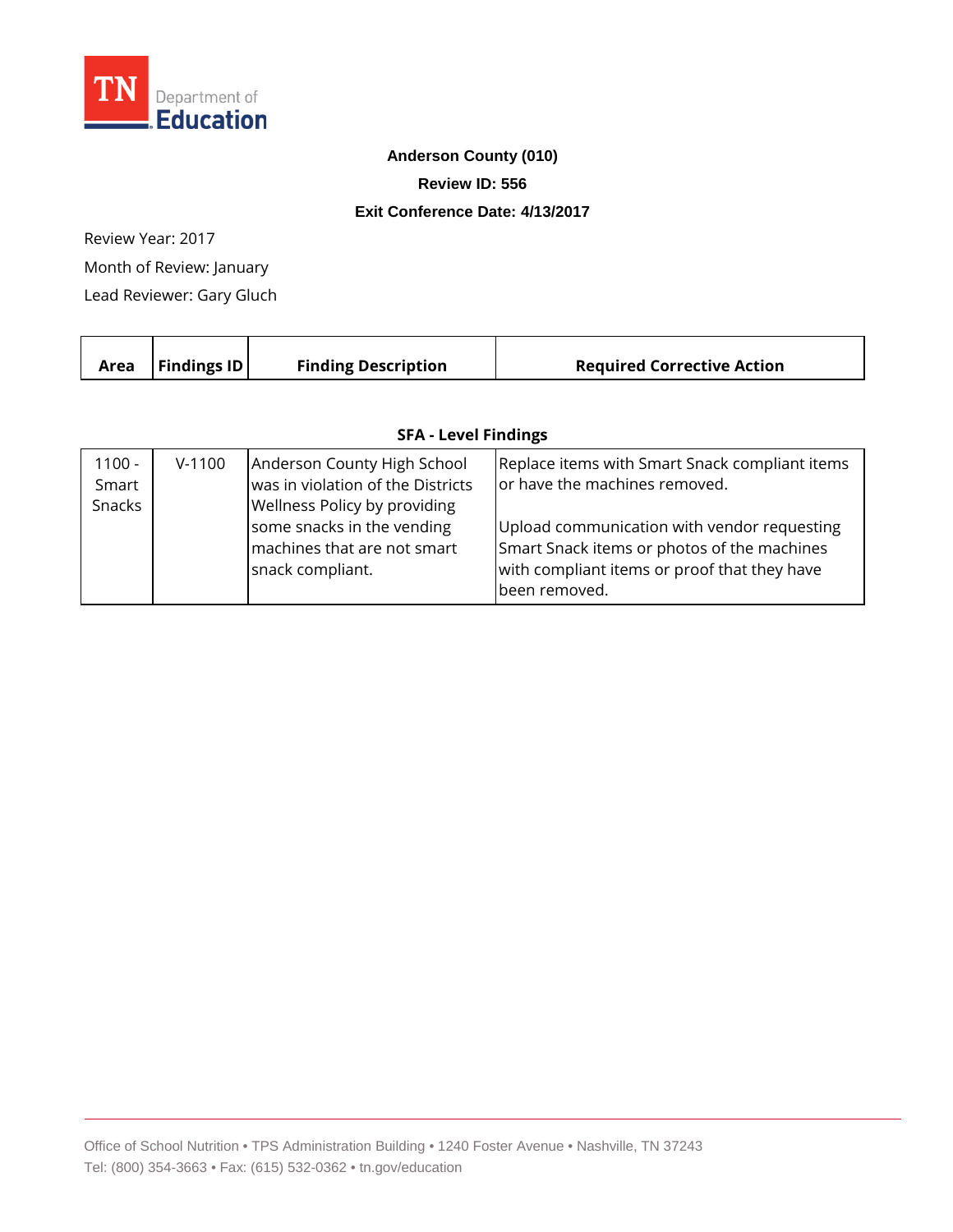**Anderson County (010)**

**Review ID: 556**

**Exit Conference Date: 4/13/2017**

Review Year: 2017

Month of Review: January

Lead Reviewer: Gary Gluch

| Area | Findings ID | Finding Description | Required Corrective Action |
|---|---|---|---|
| **SFA - Level Findings** | | | |
| 1100 - Smart Snacks | V-1100 | Anderson County High School was in violation of the Districts Wellness Policy by providing some snacks in the vending machines that are not smart snack compliant. | Replace items with Smart Snack compliant items or have the machines removed.<br><br>Upload communication with vendor requesting Smart Snack items or photos of the machines with compliant items or proof that they have been removed. |

Office of School Nutrition • TPS Administration Building • 1240 Foster Avenue • Nashville, TN 37243
Tel: (800) 354-3663 • Fax: (615) 532-0362 • tn.gov/education